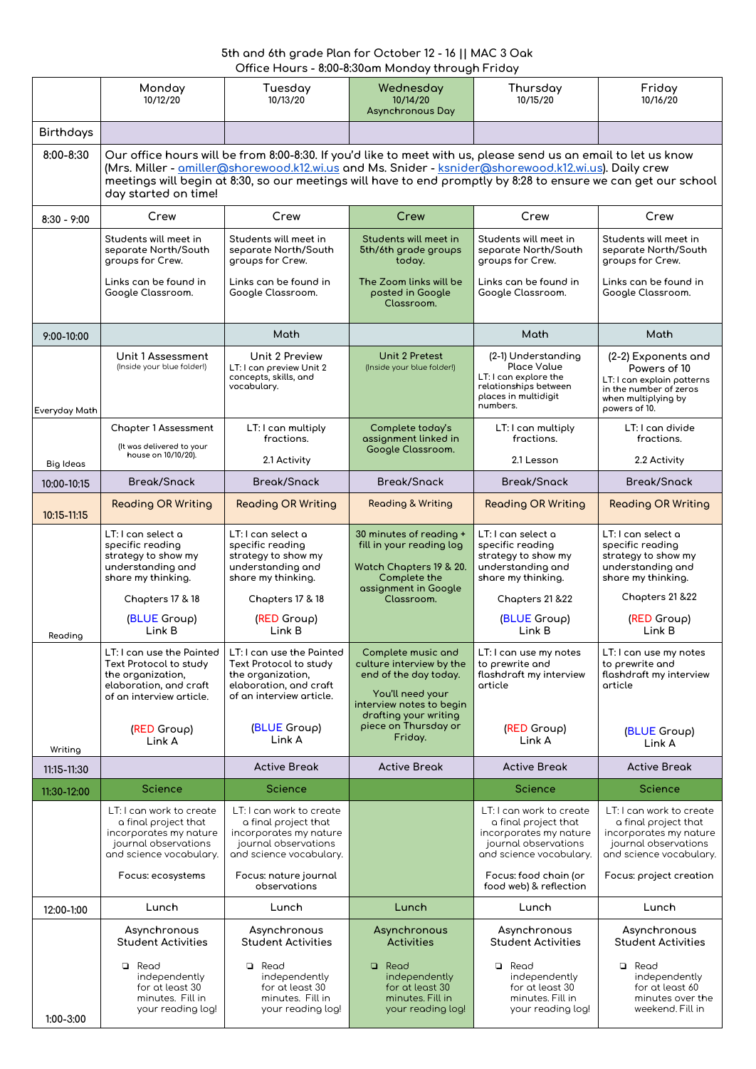5th and 6th grade Plan for October 12 - 16 || MAC 3 Oak
Office Hours - 8:00-8:30am Monday through Friday

| | Monday 10/12/20 | Tuesday 10/13/20 | Wednesday 10/14/20 Asynchronous Day | Thursday 10/15/20 | Friday 10/16/20 |
|---|---|---|---|---|---|
| Birthdays | | | | | |
| 8:00-8:30 | Our office hours will be from 8:00-8:30. If you'd like to meet with us, please send us an email to let us know (Mrs. Miller - amiller@shorewood.k12.wi.us and Ms. Snider - ksnider@shorewood.k12.wi.us). Daily crew meetings will begin at 8:30, so our meetings will have to end promptly by 8:28 to ensure we can get our school day started on time! | | | | |
| 8:30 - 9:00 | Crew | Crew | Crew | Crew | Crew |
| | Students will meet in separate North/South groups for Crew. Links can be found in Google Classroom. | Students will meet in separate North/South groups for Crew. Links can be found in Google Classroom. | Students will meet in 5th/6th grade groups today. The Zoom links will be posted in Google Classroom. | Students will meet in separate North/South groups for Crew. Links can be found in Google Classroom. | Students will meet in separate North/South groups for Crew. Links can be found in Google Classroom. |
| 9:00-10:00 | | Math | | Math | Math |
| Everyday Math | Unit 1 Assessment (Inside your blue folder!) | Unit 2 Preview LT: I can preview Unit 2 concepts, skills, and vocabulary. | Unit 2 Pretest (Inside your blue folder!) | (2-1) Understanding Place Value LT: I can explore the relationships between places in multidigit numbers. | (2-2) Exponents and Powers of 10 LT: I can explain patterns in the number of zeros when multiplying by powers of 10. |
| Big Ideas | Chapter 1 Assessment (It was delivered to your house on 10/10/20). | LT: I can multiply fractions. 2.1 Activity | Complete today's assignment linked in Google Classroom. | LT: I can multiply fractions. 2.1 Lesson | LT: I can divide fractions. 2.2 Activity |
| 10:00-10:15 | Break/Snack | Break/Snack | Break/Snack | Break/Snack | Break/Snack |
| 10:15-11:15 | Reading OR Writing | Reading OR Writing | Reading & Writing | Reading OR Writing | Reading OR Writing |
| Reading | LT: I can select a specific reading strategy to show my understanding and share my thinking. Chapters 17 & 18 (BLUE Group) Link B | LT: I can select a specific reading strategy to show my understanding and share my thinking. Chapters 17 & 18 (RED Group) Link B | 30 minutes of reading + fill in your reading log Watch Chapters 19 & 20. Complete the assignment in Google Classroom. | LT: I can select a specific reading strategy to show my understanding and share my thinking. Chapters 21 &22 (BLUE Group) Link B | LT: I can select a specific reading strategy to show my understanding and share my thinking. Chapters 21 &22 (RED Group) Link B |
| Writing | LT: I can use the Painted Text Protocol to study the organization, elaboration, and craft of an interview article. (RED Group) Link A | LT: I can use the Painted Text Protocol to study the organization, elaboration, and craft of an interview article. (BLUE Group) Link A | Complete music and culture interview by the end of the day today. You'll need your interview notes to begin drafting your writing piece on Thursday or Friday. | LT: I can use my notes to prewrite and flashdraft my interview article (RED Group) Link A | LT: I can use my notes to prewrite and flashdraft my interview article (BLUE Group) Link A |
| 11:15-11:30 | | Active Break | Active Break | Active Break | Active Break |
| 11:30-12:00 | Science | Science | | Science | Science |
| | LT: I can work to create a final project that incorporates my nature journal observations and science vocabulary. Focus: ecosystems | LT: I can work to create a final project that incorporates my nature journal observations and science vocabulary. Focus: nature journal observations | | LT: I can work to create a final project that incorporates my nature journal observations and science vocabulary. Focus: food chain (or food web) & reflection | LT: I can work to create a final project that incorporates my nature journal observations and science vocabulary. Focus: project creation |
| 12:00-1:00 | Lunch | Lunch | Lunch | Lunch | Lunch |
| 1:00-3:00 | Asynchronous Student Activities<br>❏ Read independently for at least 30 minutes. Fill in your reading log! | Asynchronous Student Activities<br>❏ Read independently for at least 30 minutes. Fill in your reading log! | Asynchronous Activities<br>❏ Read independently for at least 30 minutes. Fill in your reading log! | Asynchronous Student Activities<br>❏ Read independently for at least 30 minutes. Fill in your reading log! | Asynchronous Student Activities<br>❏ Read independently for at least 60 minutes over the weekend. Fill in |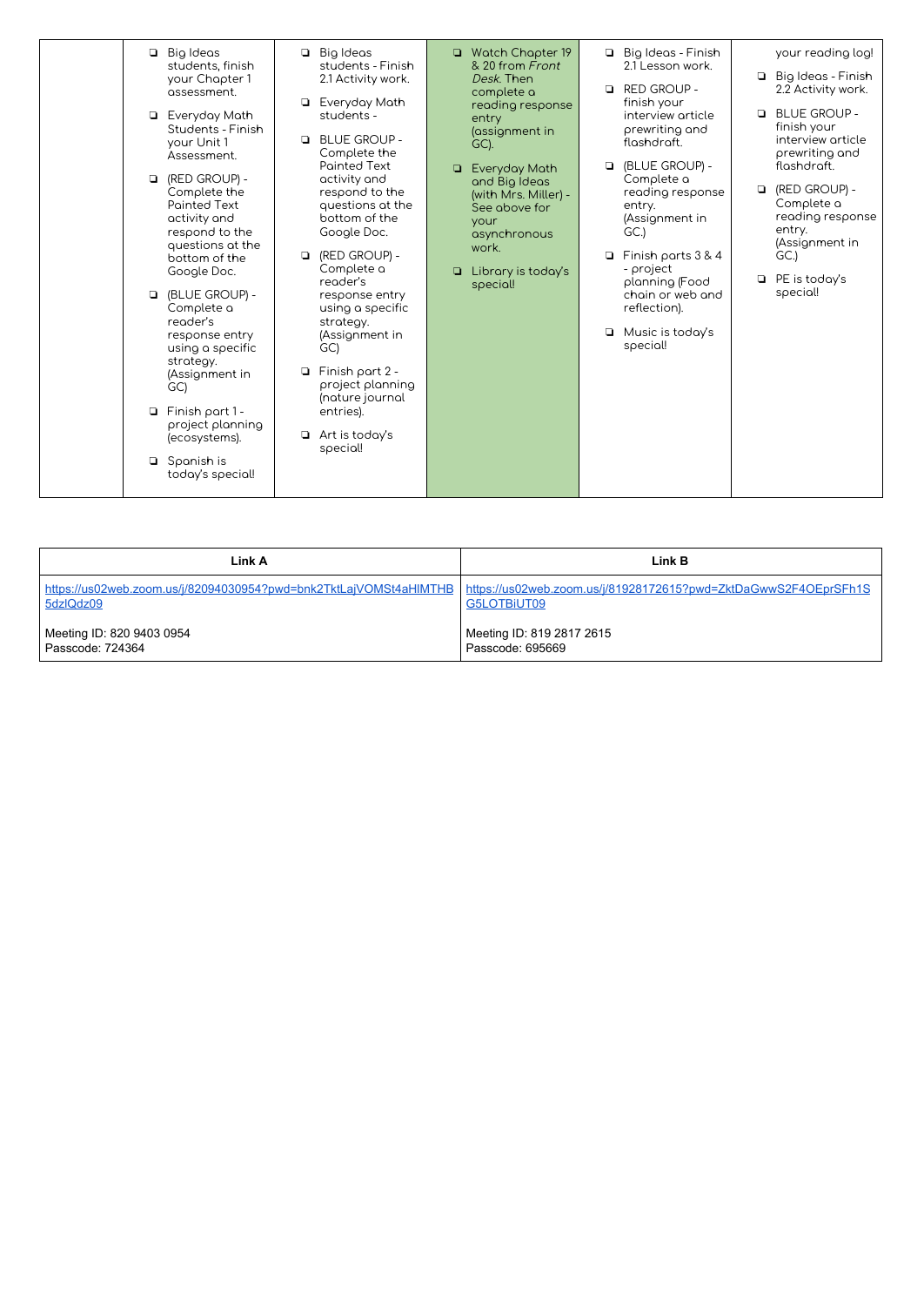| | | | | | |
|---|---|---|---|---|---|
| | ❑ Big Ideas students, finish your Chapter 1 assessment.<br>❑ Everyday Math Students - Finish your Unit 1 Assessment.<br>❑ (RED GROUP) - Complete the Painted Text activity and respond to the questions at the bottom of the Google Doc.<br>❑ (BLUE GROUP) - Complete a reader's response entry using a specific strategy. (Assignment in GC)<br>❑ Finish part 1 - project planning (ecosystems).<br>❑ Spanish is today's special! | ❑ Big Ideas students - Finish 2.1 Activity work.<br>❑ Everyday Math students -<br>❑ BLUE GROUP - Complete the Painted Text activity and respond to the questions at the bottom of the Google Doc.<br>❑ (RED GROUP) - Complete a reader's response entry using a specific strategy. (Assignment in GC)<br>❑ Finish part 2 - project planning (nature journal entries).<br>❑ Art is today's special! | ❑ Watch Chapter 19 & 20 from *Front Desk*. Then complete a reading response entry (assignment in GC).<br>❑ Everyday Math and Big Ideas (with Mrs. Miller) - See above for your asynchronous work.<br>❑ Library is today's special! | ❑ Big Ideas - Finish 2.1 Lesson work.<br>❑ RED GROUP - finish your interview article prewriting and flashdraft.<br>❑ (BLUE GROUP) - Complete a reading response entry. (Assignment in GC.)<br>❑ Finish parts 3 & 4 - project planning (Food chain or web and reflection).<br>❑ Music is today's special! | your reading log!<br>❑ Big Ideas - Finish 2.2 Activity work.<br>❑ BLUE GROUP - finish your interview article prewriting and flashdraft.<br>❑ (RED GROUP) - Complete a reading response entry. (Assignment in GC.)<br>❑ PE is today's special! |

| Link A | Link B |
|---|---|
| https://us02web.zoom.us/j/82094030954?pwd=bnk2TktLajVOMSt4aHlMTHB5dzlQdz09<br><br>Meeting ID: 820 9403 0954<br>Passcode: 724364 | https://us02web.zoom.us/j/81928172615?pwd=ZktDaGwwS2F4OEprSFh1SG5LOTBiUT09<br><br>Meeting ID: 819 2817 2615<br>Passcode: 695669 |